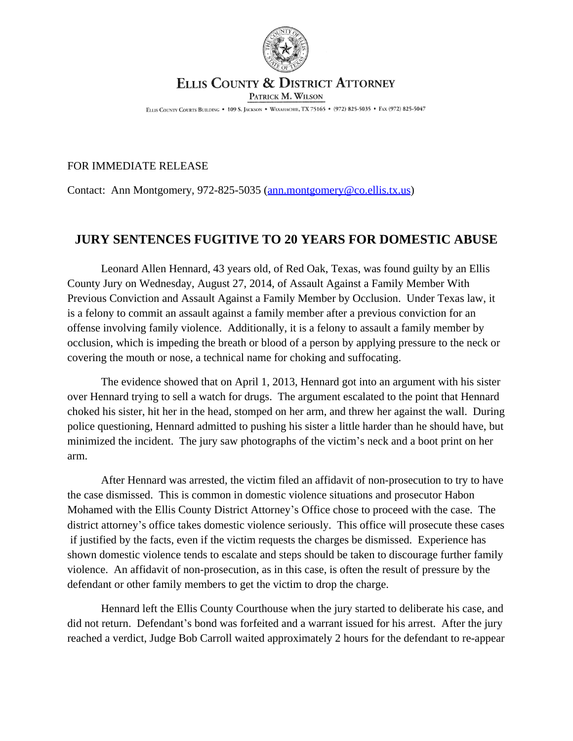ELLIS COUNTY & DISTRICT ATTORNEY

PATRICK M. WILSON

ELLIS COUNTY COURTS BUILDING • 109 S. JACKSON • WAXAHACHIE, TX 75165 • (972) 825-5035 • FAX (972) 825-5047

FOR IMMEDIATE RELEASE

Contact: Ann Montgomery, 972-825-5035 (ann.montgomery@co.ellis.tx.us)

## JURY SENTENCES FUGITIVE TO 20 YEARS FOR DOMESTIC ABUSE

Leonard Allen Hennard, 43 years old, of Red Oak, Texas, was found guilty by an Ellis County Jury on Wednesday, August 27, 2014, of Assault Against a Family Member With Previous Conviction and Assault Against a Family Member by Occlusion. Under Texas law, it is a felony to commit an assault against a family member after a previous conviction for an offense involving family violence. Additionally, it is a felony to assault a family member by occlusion, which is impeding the breath or blood of a person by applying pressure to the neck or covering the mouth or nose, a technical name for choking and suffocating.

The evidence showed that on April 1, 2013, Hennard got into an argument with his sister over Hennard trying to sell a watch for drugs. The argument escalated to the point that Hennard choked his sister, hit her in the head, stomped on her arm, and threw her against the wall. During police questioning, Hennard admitted to pushing his sister a little harder than he should have, but minimized the incident. The jury saw photographs of the victim's neck and a boot print on her arm.

After Hennard was arrested, the victim filed an affidavit of non-prosecution to try to have the case dismissed. This is common in domestic violence situations and prosecutor Habon Mohamed with the Ellis County District Attorney's Office chose to proceed with the case. The district attorney's office takes domestic violence seriously. This office will prosecute these cases if justified by the facts, even if the victim requests the charges be dismissed. Experience has shown domestic violence tends to escalate and steps should be taken to discourage further family violence. An affidavit of non-prosecution, as in this case, is often the result of pressure by the defendant or other family members to get the victim to drop the charge.

Hennard left the Ellis County Courthouse when the jury started to deliberate his case, and did not return. Defendant's bond was forfeited and a warrant issued for his arrest. After the jury reached a verdict, Judge Bob Carroll waited approximately 2 hours for the defendant to re-appear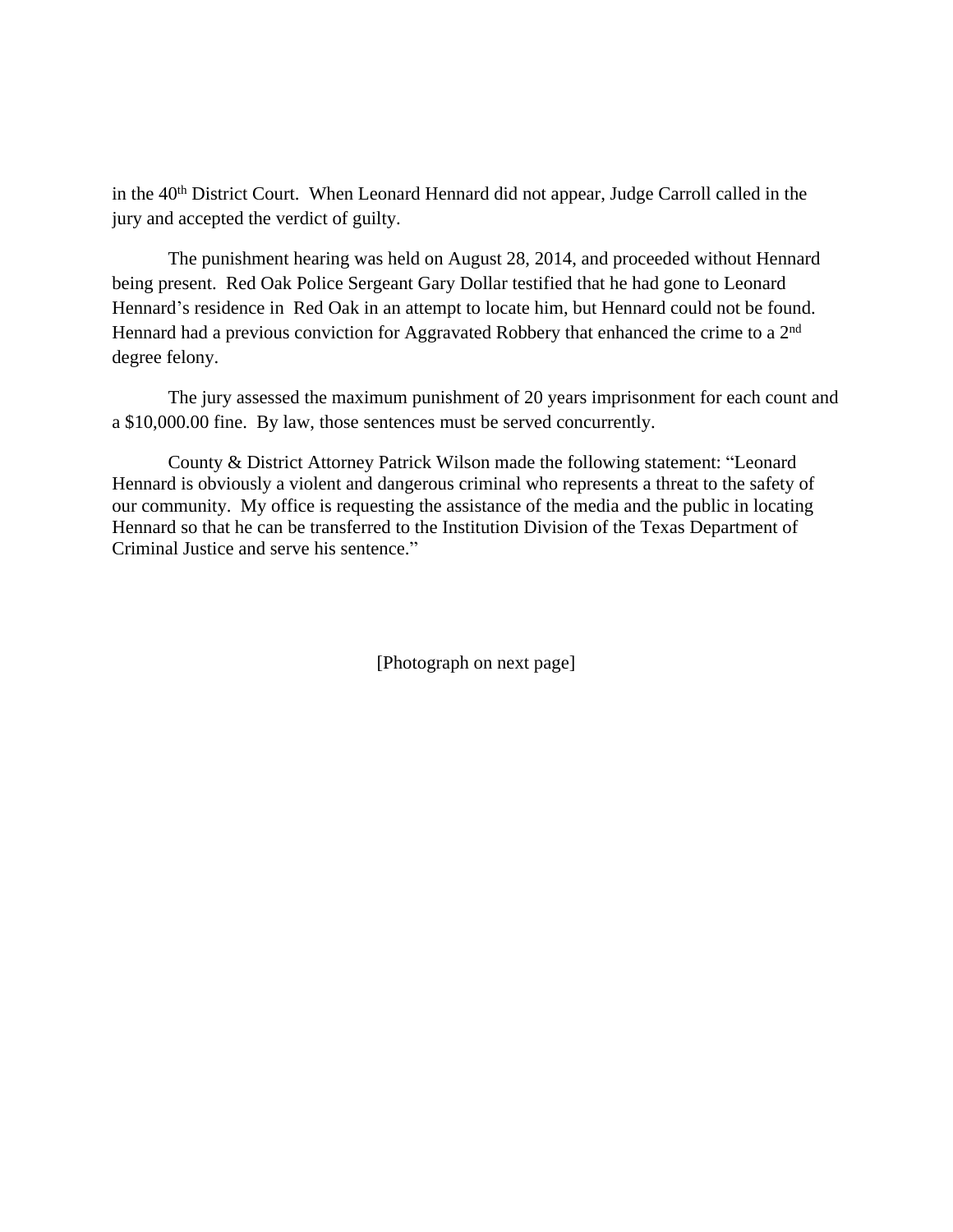in the 40th District Court. When Leonard Hennard did not appear, Judge Carroll called in the jury and accepted the verdict of guilty.

The punishment hearing was held on August 28, 2014, and proceeded without Hennard being present. Red Oak Police Sergeant Gary Dollar testified that he had gone to Leonard Hennard's residence in Red Oak in an attempt to locate him, but Hennard could not be found. Hennard had a previous conviction for Aggravated Robbery that enhanced the crime to a 2nd degree felony.

The jury assessed the maximum punishment of 20 years imprisonment for each count and a $10,000.00 fine. By law, those sentences must be served concurrently.

County & District Attorney Patrick Wilson made the following statement: "Leonard Hennard is obviously a violent and dangerous criminal who represents a threat to the safety of our community. My office is requesting the assistance of the media and the public in locating Hennard so that he can be transferred to the Institution Division of the Texas Department of Criminal Justice and serve his sentence."

[Photograph on next page]